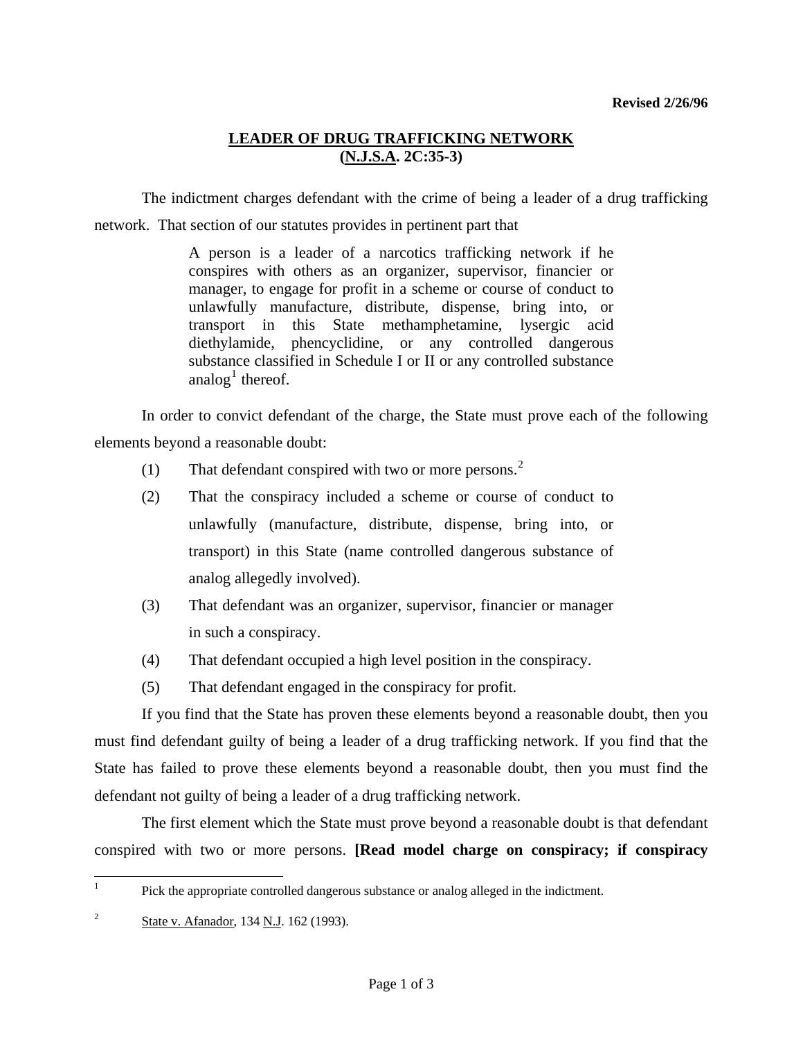**Revised 2/26/96**

# LEADER OF DRUG TRAFFICKING NETWORK (N.J.S.A. 2C:35-3)

The indictment charges defendant with the crime of being a leader of a drug trafficking network. That section of our statutes provides in pertinent part that

> A person is a leader of a narcotics trafficking network if he conspires with others as an organizer, supervisor, financier or manager, to engage for profit in a scheme or course of conduct to unlawfully manufacture, distribute, dispense, bring into, or transport in this State methamphetamine, lysergic acid diethylamide, phencyclidine, or any controlled dangerous substance classified in Schedule I or II or any controlled substance analog[1] thereof.

In order to convict defendant of the charge, the State must prove each of the following elements beyond a reasonable doubt:

(1) That defendant conspired with two or more persons.[2]

(2) That the conspiracy included a scheme or course of conduct to unlawfully (manufacture, distribute, dispense, bring into, or transport) in this State (name controlled dangerous substance of analog allegedly involved).

(3) That defendant was an organizer, supervisor, financier or manager in such a conspiracy.

(4) That defendant occupied a high level position in the conspiracy.

(5) That defendant engaged in the conspiracy for profit.

If you find that the State has proven these elements beyond a reasonable doubt, then you must find defendant guilty of being a leader of a drug trafficking network. If you find that the State has failed to prove these elements beyond a reasonable doubt, then you must find the defendant not guilty of being a leader of a drug trafficking network.

The first element which the State must prove beyond a reasonable doubt is that defendant conspired with two or more persons. **[Read model charge on conspiracy; if conspiracy**

---

[1] Pick the appropriate controlled dangerous substance or analog alleged in the indictment.

[2] State v. Afanador, 134 N.J. 162 (1993).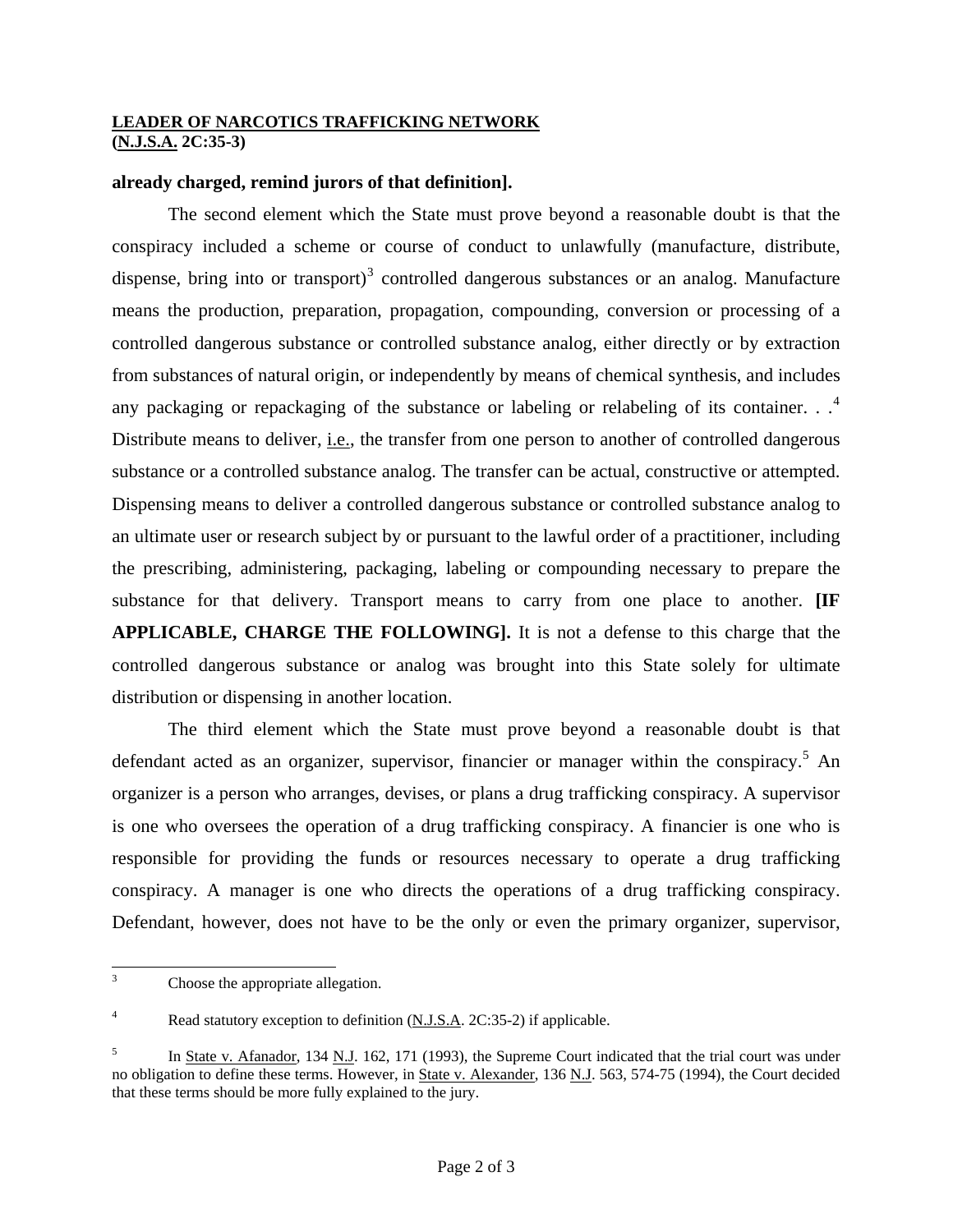**already charged, remind jurors of that definition].**

The second element which the State must prove beyond a reasonable doubt is that the conspiracy included a scheme or course of conduct to unlawfully (manufacture, distribute, dispense, bring into or transport)[3] controlled dangerous substances or an analog. Manufacture means the production, preparation, propagation, compounding, conversion or processing of a controlled dangerous substance or controlled substance analog, either directly or by extraction from substances of natural origin, or independently by means of chemical synthesis, and includes any packaging or repackaging of the substance or labeling or relabeling of its container. . .[4] Distribute means to deliver, i.e., the transfer from one person to another of controlled dangerous substance or a controlled substance analog. The transfer can be actual, constructive or attempted. Dispensing means to deliver a controlled dangerous substance or controlled substance analog to an ultimate user or research subject by or pursuant to the lawful order of a practitioner, including the prescribing, administering, packaging, labeling or compounding necessary to prepare the substance for that delivery. Transport means to carry from one place to another. **[IF APPLICABLE, CHARGE THE FOLLOWING].** It is not a defense to this charge that the controlled dangerous substance or analog was brought into this State solely for ultimate distribution or dispensing in another location.

The third element which the State must prove beyond a reasonable doubt is that defendant acted as an organizer, supervisor, financier or manager within the conspiracy.[5] An organizer is a person who arranges, devises, or plans a drug trafficking conspiracy. A supervisor is one who oversees the operation of a drug trafficking conspiracy. A financier is one who is responsible for providing the funds or resources necessary to operate a drug trafficking conspiracy. A manager is one who directs the operations of a drug trafficking conspiracy. Defendant, however, does not have to be the only or even the primary organizer, supervisor,

---

[3] Choose the appropriate allegation.

[4] Read statutory exception to definition (N.J.S.A. 2C:35-2) if applicable.

[5] In State v. Afanador, 134 N.J. 162, 171 (1993), the Supreme Court indicated that the trial court was under no obligation to define these terms. However, in State v. Alexander, 136 N.J. 563, 574-75 (1994), the Court decided that these terms should be more fully explained to the jury.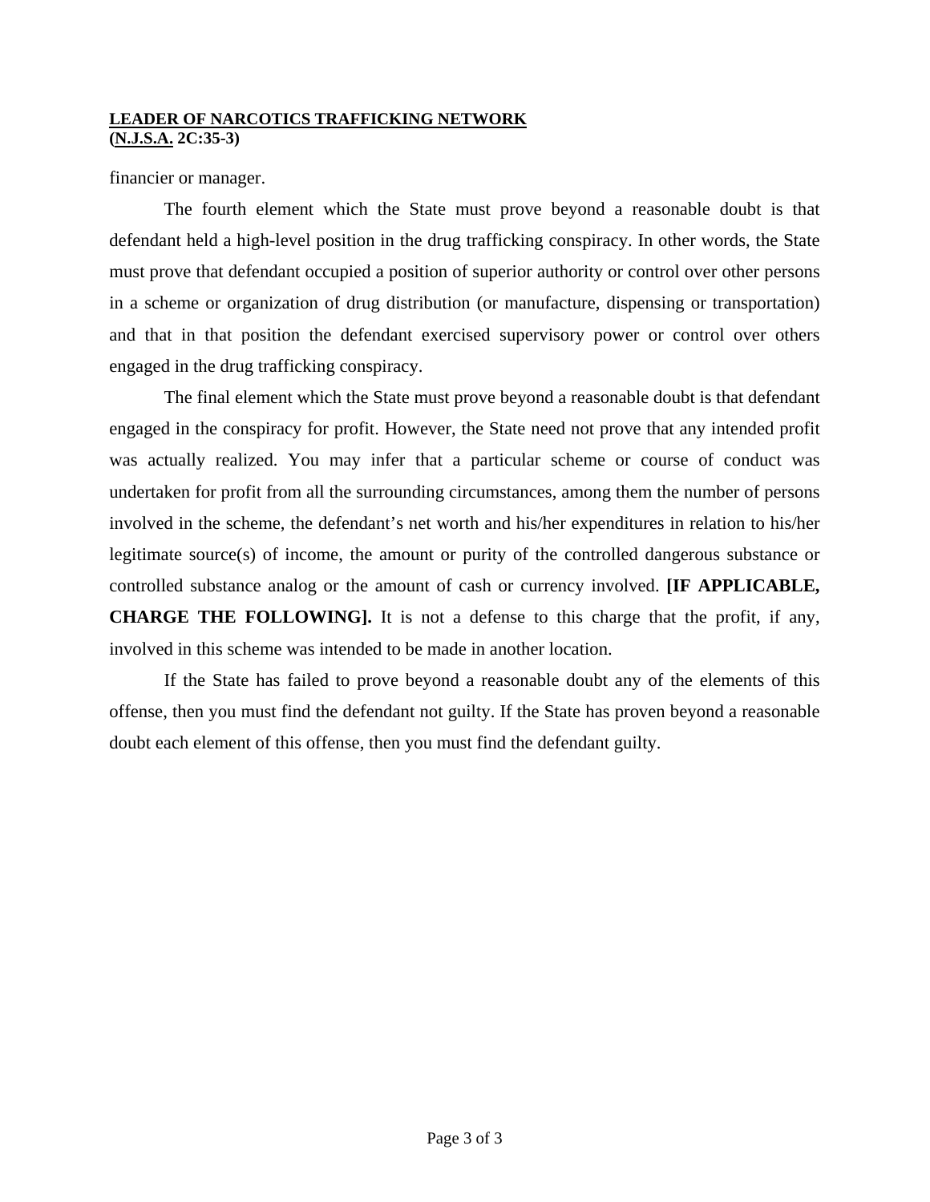financier or manager.

The fourth element which the State must prove beyond a reasonable doubt is that defendant held a high-level position in the drug trafficking conspiracy. In other words, the State must prove that defendant occupied a position of superior authority or control over other persons in a scheme or organization of drug distribution (or manufacture, dispensing or transportation) and that in that position the defendant exercised supervisory power or control over others engaged in the drug trafficking conspiracy.

The final element which the State must prove beyond a reasonable doubt is that defendant engaged in the conspiracy for profit. However, the State need not prove that any intended profit was actually realized. You may infer that a particular scheme or course of conduct was undertaken for profit from all the surrounding circumstances, among them the number of persons involved in the scheme, the defendant's net worth and his/her expenditures in relation to his/her legitimate source(s) of income, the amount or purity of the controlled dangerous substance or controlled substance analog or the amount of cash or currency involved. **[IF APPLICABLE, CHARGE THE FOLLOWING].** It is not a defense to this charge that the profit, if any, involved in this scheme was intended to be made in another location.

If the State has failed to prove beyond a reasonable doubt any of the elements of this offense, then you must find the defendant not guilty. If the State has proven beyond a reasonable doubt each element of this offense, then you must find the defendant guilty.